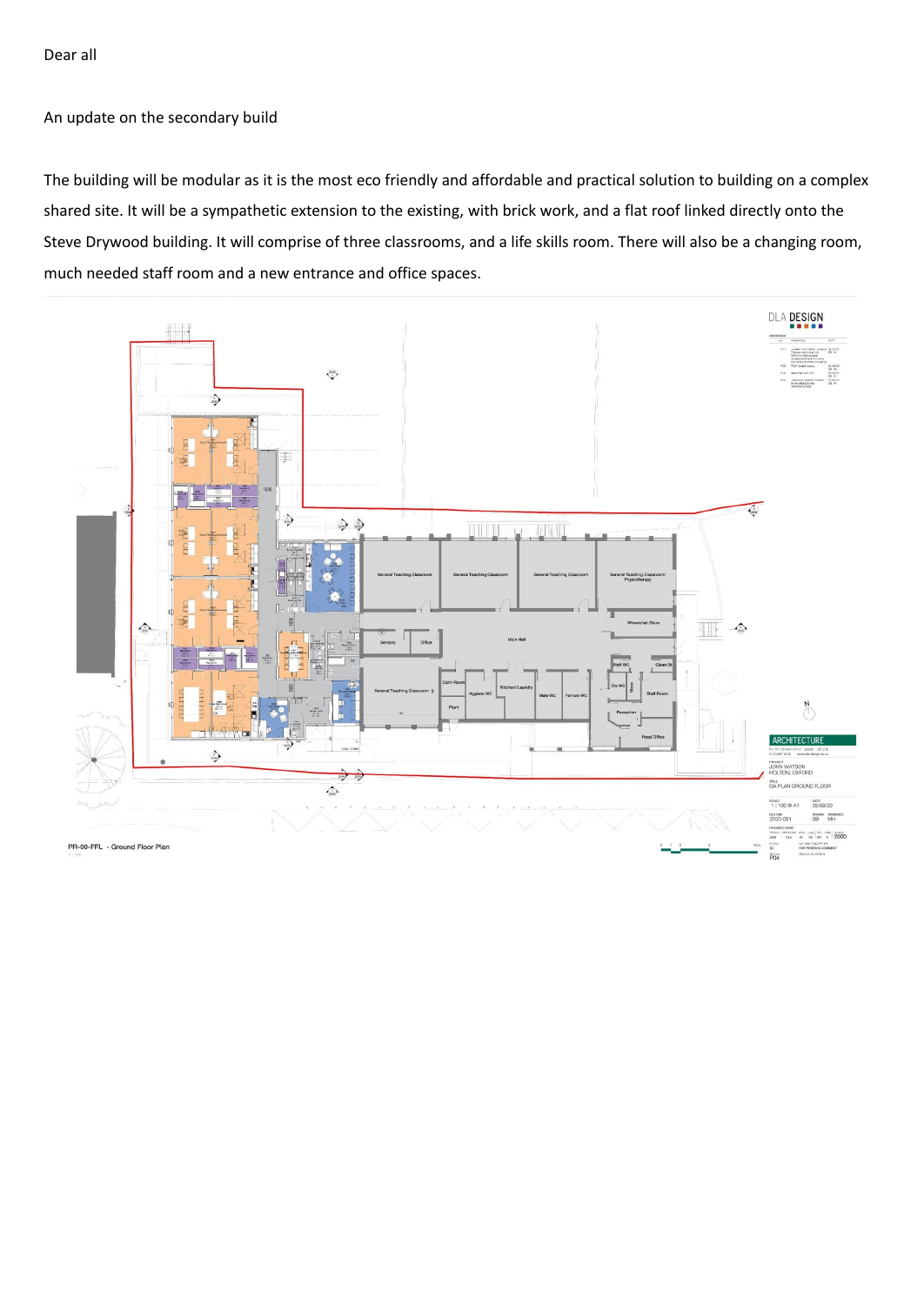Dear all

An update on the secondary build

The building will be modular as it is the most eco friendly and affordable and practical solution to building on a complex shared site. It will be a sympathetic extension to the existing, with brick work, and a flat roof linked directly onto the Steve Drywood building. It will comprise of three classrooms, and a life skills room. There will also be a changing room, much needed staff room and a new entrance and office spaces.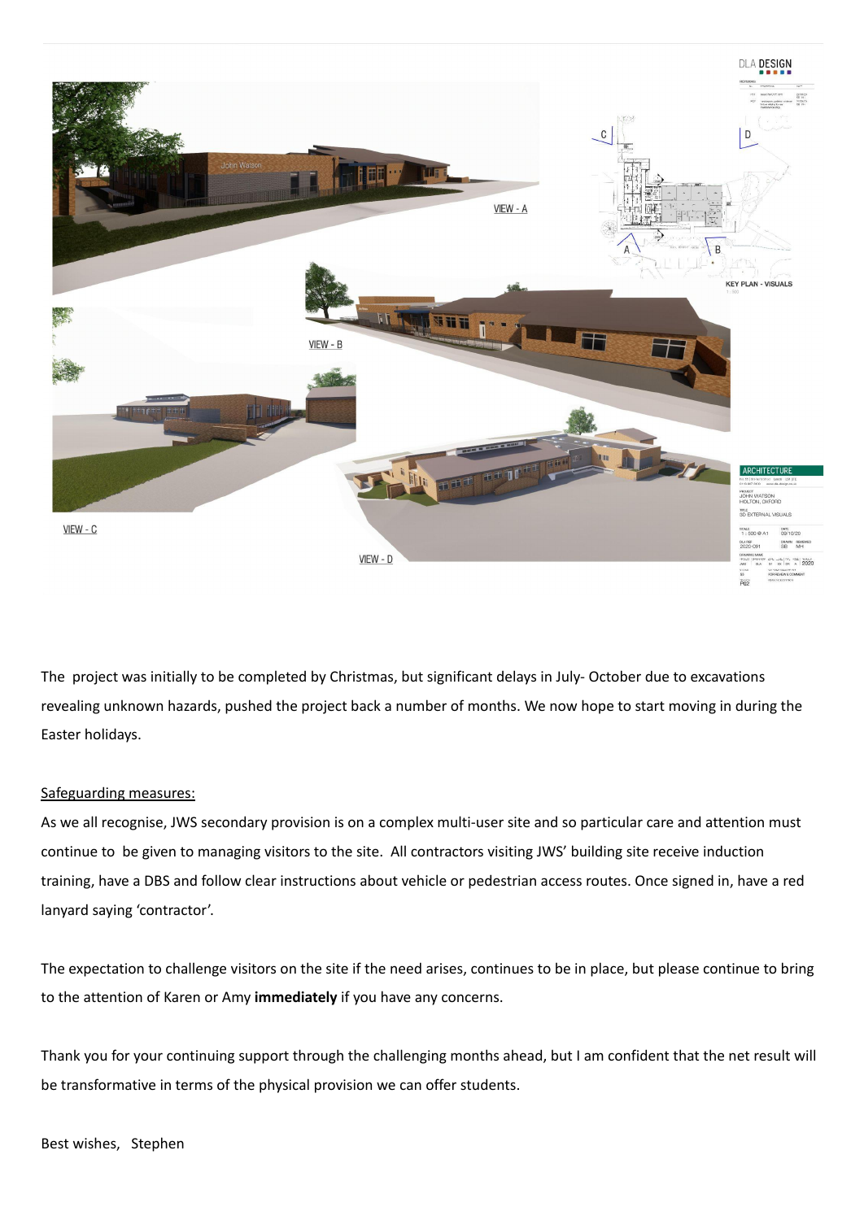The  project was initially to be completed by Christmas, but significant delays in July- October due to excavations revealing unknown hazards, pushed the project back a number of months. We now hope to start moving in during the Easter holidays.

Safeguarding measures:

As we all recognise, JWS secondary provision is on a complex multi-user site and so particular care and attention must continue to  be given to managing visitors to the site.  All contractors visiting JWS' building site receive induction training, have a DBS and follow clear instructions about vehicle or pedestrian access routes. Once signed in, have a red lanyard saying 'contractor'.

The expectation to challenge visitors on the site if the need arises, continues to be in place, but please continue to bring to the attention of Karen or Amy **immediately** if you have any concerns.

Thank you for your continuing support through the challenging months ahead, but I am confident that the net result will be transformative in terms of the physical provision we can offer students.

Best wishes,   Stephen